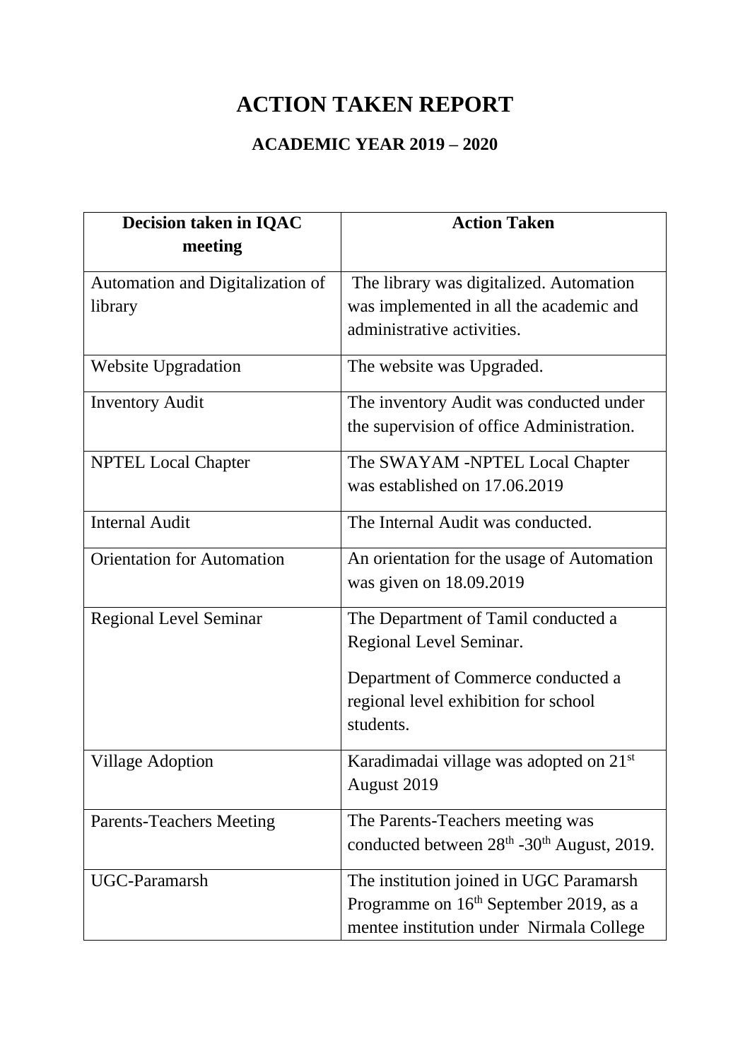# ACTION TAKEN REPORT

## ACADEMIC YEAR 2019 – 2020

| Decision taken in IQAC meeting | Action Taken |
|---|---|
| Automation and Digitalization of library | The library was digitalized. Automation was implemented in all the academic and administrative activities. |
| Website Upgradation | The website was Upgraded. |
| Inventory Audit | The inventory Audit was conducted under the supervision of office Administration. |
| NPTEL Local Chapter | The SWAYAM -NPTEL Local Chapter was established on 17.06.2019 |
| Internal Audit | The Internal Audit was conducted. |
| Orientation for Automation | An orientation for the usage of Automation was given on 18.09.2019 |
| Regional Level Seminar | The Department of Tamil conducted a Regional Level Seminar.<br><br>Department of Commerce conducted a regional level exhibition for school students. |
| Village Adoption | Karadimadai village was adopted on 21st August 2019 |
| Parents-Teachers Meeting | The Parents-Teachers meeting was conducted between 28th -30th August, 2019. |
| UGC-Paramarsh | The institution joined in UGC Paramarsh Programme on 16th September 2019, as a mentee institution under Nirmala College |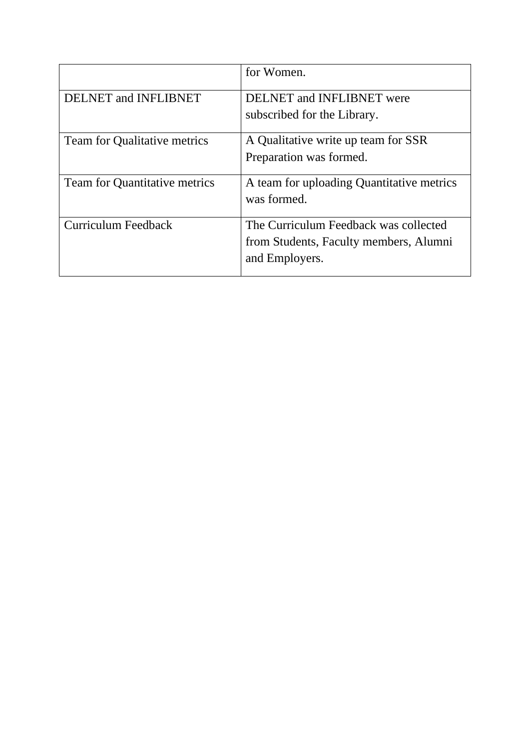| | |
|---|---|
| | for Women. |
| DELNET and INFLIBNET | DELNET and INFLIBNET were subscribed for the Library. |
| Team for Qualitative metrics | A Qualitative write up team for SSR Preparation was formed. |
| Team for Quantitative metrics | A team for uploading Quantitative metrics was formed. |
| Curriculum Feedback | The Curriculum Feedback was collected from Students, Faculty members, Alumni and Employers. |